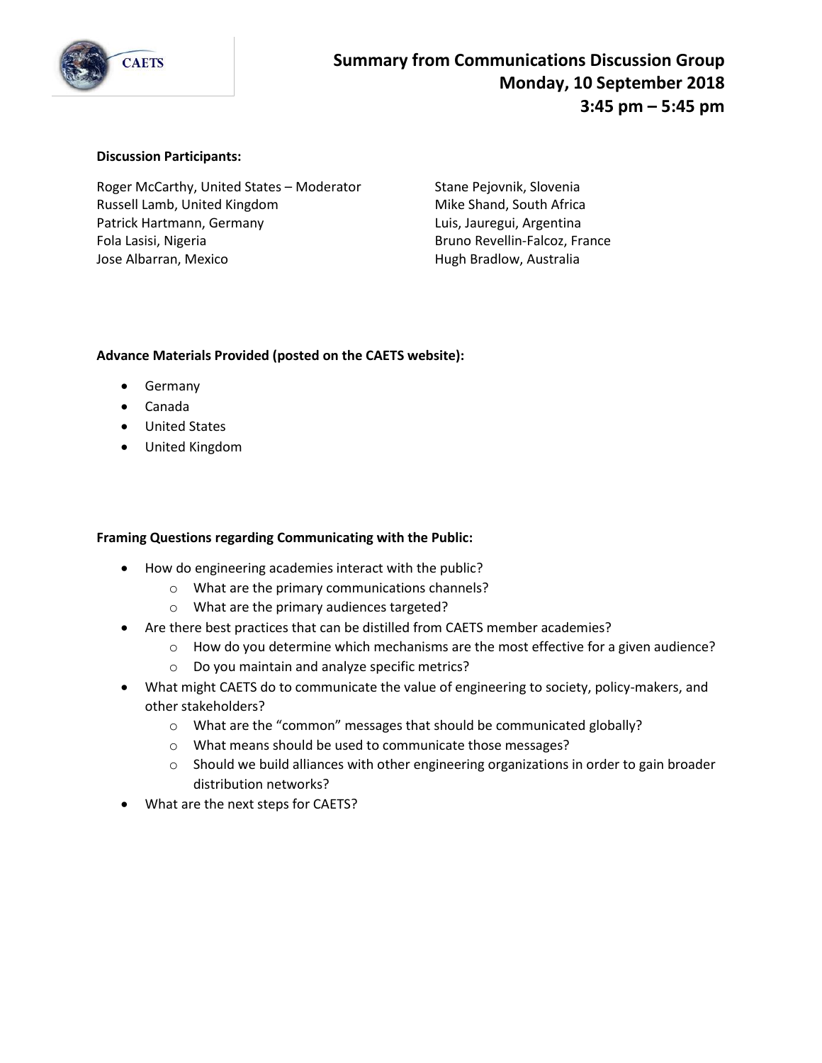# Summary from Communications Discussion Group
## Monday, 10 September 2018
## 3:45 pm – 5:45 pm

**Discussion Participants:**

Roger McCarthy, United States – Moderator
Russell Lamb, United Kingdom
Patrick Hartmann, Germany
Fola Lasisi, Nigeria
Jose Albarran, Mexico
Stane Pejovnik, Slovenia
Mike Shand, South Africa
Luis, Jauregui, Argentina
Bruno Revellin-Falcoz, France
Hugh Bradlow, Australia

**Advance Materials Provided (posted on the CAETS website):**

- Germany
- Canada
- United States
- United Kingdom

**Framing Questions regarding Communicating with the Public:**

- How do engineering academies interact with the public?
  - What are the primary communications channels?
  - What are the primary audiences targeted?
- Are there best practices that can be distilled from CAETS member academies?
  - How do you determine which mechanisms are the most effective for a given audience?
  - Do you maintain and analyze specific metrics?
- What might CAETS do to communicate the value of engineering to society, policy-makers, and other stakeholders?
  - What are the "common" messages that should be communicated globally?
  - What means should be used to communicate those messages?
  - Should we build alliances with other engineering organizations in order to gain broader distribution networks?
- What are the next steps for CAETS?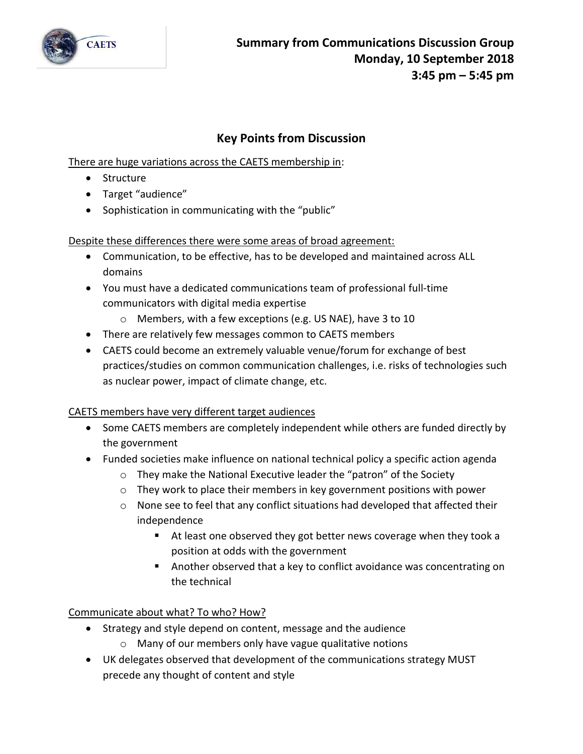## Summary from Communications Discussion Group
## Monday, 10 September 2018
## 3:45 pm – 5:45 pm

### Key Points from Discussion

There are huge variations across the CAETS membership in:

- Structure
- Target "audience"
- Sophistication in communicating with the "public"

Despite these differences there were some areas of broad agreement:

- Communication, to be effective, has to be developed and maintained across ALL domains
- You must have a dedicated communications team of professional full-time communicators with digital media expertise
    - Members, with a few exceptions (e.g. US NAE), have 3 to 10
- There are relatively few messages common to CAETS members
- CAETS could become an extremely valuable venue/forum for exchange of best practices/studies on common communication challenges, i.e. risks of technologies such as nuclear power, impact of climate change, etc.

CAETS members have very different target audiences

- Some CAETS members are completely independent while others are funded directly by the government
- Funded societies make influence on national technical policy a specific action agenda
    - They make the National Executive leader the "patron" of the Society
    - They work to place their members in key government positions with power
    - None see to feel that any conflict situations had developed that affected their independence
        - At least one observed they got better news coverage when they took a position at odds with the government
        - Another observed that a key to conflict avoidance was concentrating on the technical

Communicate about what? To who? How?

- Strategy and style depend on content, message and the audience
    - Many of our members only have vague qualitative notions
- UK delegates observed that development of the communications strategy MUST precede any thought of content and style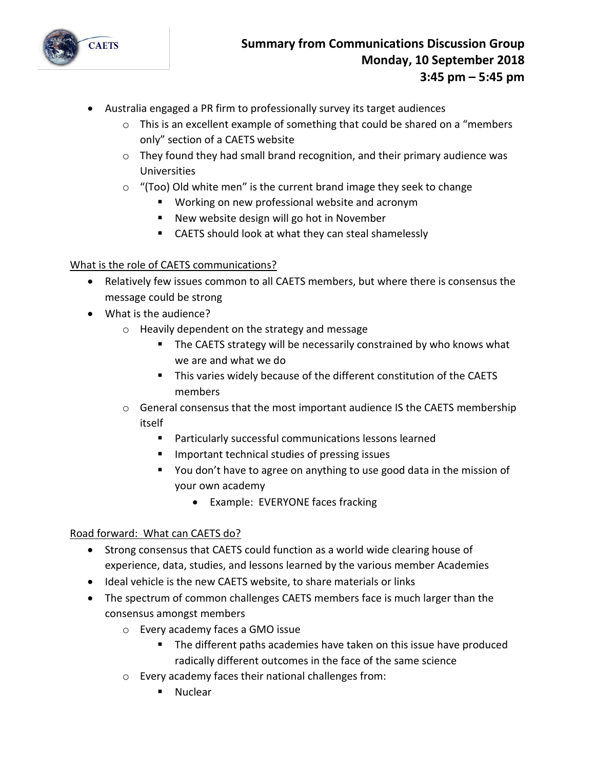- Australia engaged a PR firm to professionally survey its target audiences
  - This is an excellent example of something that could be shared on a "members only" section of a CAETS website
  - They found they had small brand recognition, and their primary audience was Universities
  - "(Too) Old white men" is the current brand image they seek to change
    - Working on new professional website and acronym
    - New website design will go hot in November
    - CAETS should look at what they can steal shamelessly

<u>What is the role of CAETS communications?</u>

- Relatively few issues common to all CAETS members, but where there is consensus the message could be strong
- What is the audience?
  - Heavily dependent on the strategy and message
    - The CAETS strategy will be necessarily constrained by who knows what we are and what we do
    - This varies widely because of the different constitution of the CAETS members
  - General consensus that the most important audience IS the CAETS membership itself
    - Particularly successful communications lessons learned
    - Important technical studies of pressing issues
    - You don't have to agree on anything to use good data in the mission of your own academy
      - Example: EVERYONE faces fracking

<u>Road forward: What can CAETS do?</u>

- Strong consensus that CAETS could function as a world wide clearing house of experience, data, studies, and lessons learned by the various member Academies
- Ideal vehicle is the new CAETS website, to share materials or links
- The spectrum of common challenges CAETS members face is much larger than the consensus amongst members
  - Every academy faces a GMO issue
    - The different paths academies have taken on this issue have produced radically different outcomes in the face of the same science
  - Every academy faces their national challenges from:
    - Nuclear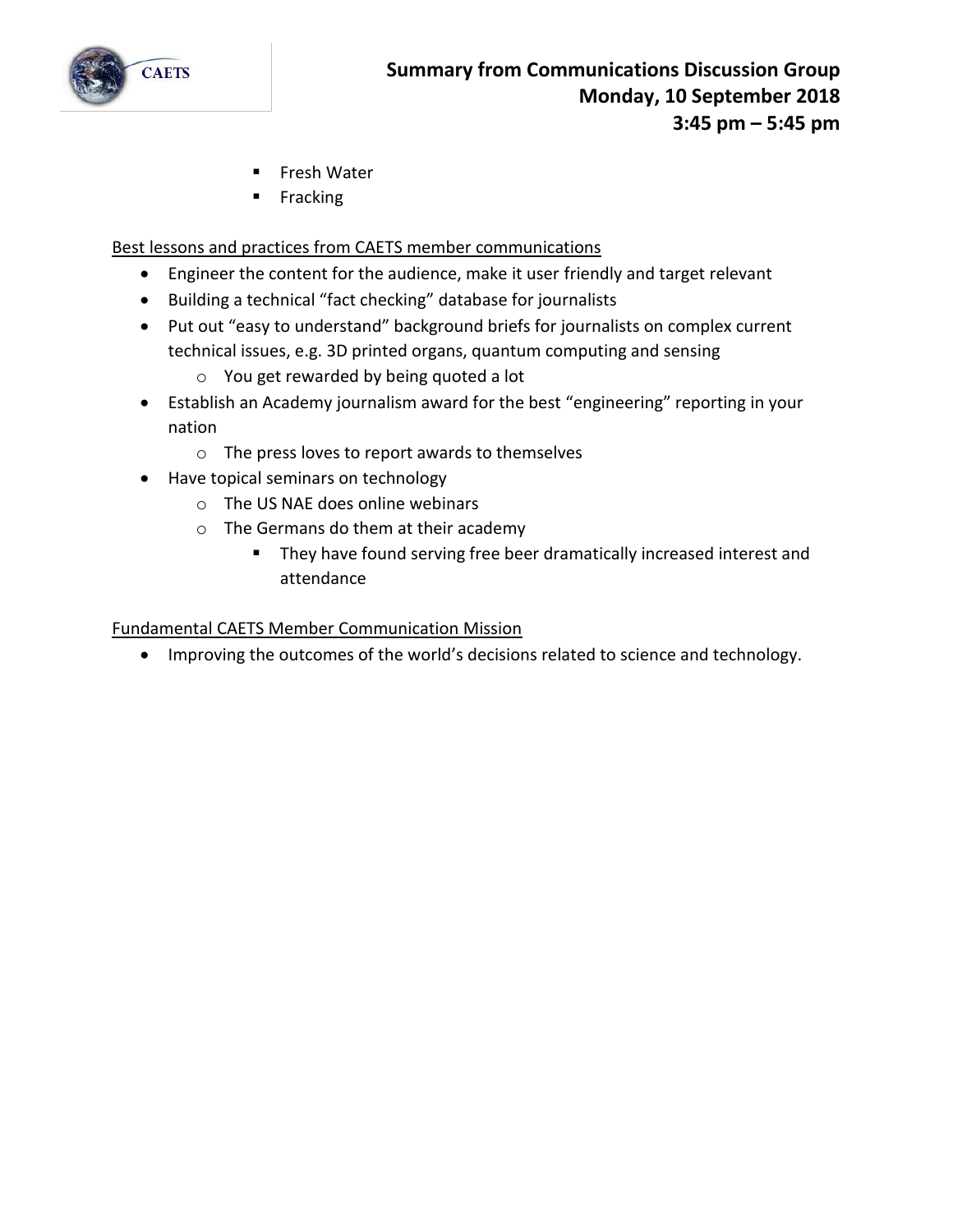- Fresh Water
    - Fracking

<u>Best lessons and practices from CAETS member communications</u>

- Engineer the content for the audience, make it user friendly and target relevant
- Building a technical "fact checking" database for journalists
- Put out "easy to understand" background briefs for journalists on complex current technical issues, e.g. 3D printed organs, quantum computing and sensing
  - You get rewarded by being quoted a lot
- Establish an Academy journalism award for the best "engineering" reporting in your nation
  - The press loves to report awards to themselves
- Have topical seminars on technology
  - The US NAE does online webinars
  - The Germans do them at their academy
    - They have found serving free beer dramatically increased interest and attendance

<u>Fundamental CAETS Member Communication Mission</u>

- Improving the outcomes of the world's decisions related to science and technology.